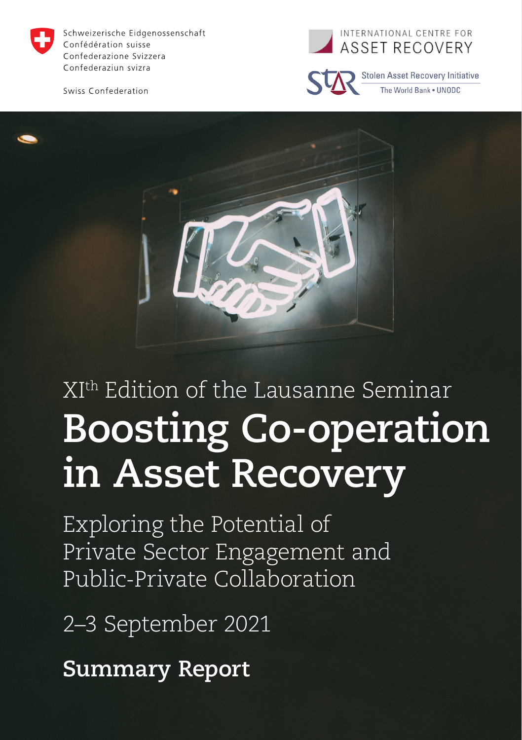Schweizerische Eidgenossenschaft
Confédération suisse
Confederazione Svizzera
Confederaziun svizra

Swiss Confederation

INTERNATIONAL CENTRE FOR
ASSET RECOVERY

StAR Stolen Asset Recovery Initiative
The World Bank • UNODC

XIth Edition of the Lausanne Seminar

# Boosting Co-operation in Asset Recovery

## Exploring the Potential of Private Sector Engagement and Public-Private Collaboration

2–3 September 2021

**Summary Report**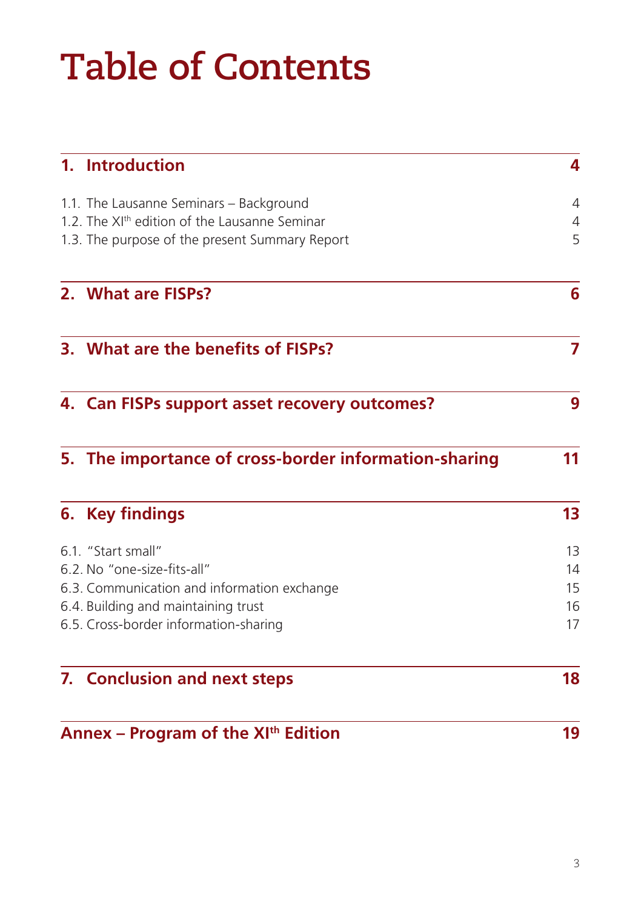# Table of Contents

| | |
|---|---|
| **1. Introduction** | **4** |
| 1.1. The Lausanne Seminars – Background | 4 |
| 1.2. The XIth edition of the Lausanne Seminar | 4 |
| 1.3. The purpose of the present Summary Report | 5 |
| **2. What are FISPs?** | **6** |
| **3. What are the benefits of FISPs?** | **7** |
| **4. Can FISPs support asset recovery outcomes?** | **9** |
| **5. The importance of cross-border information-sharing** | **11** |
| **6. Key findings** | **13** |
| 6.1. "Start small" | 13 |
| 6.2. No "one-size-fits-all" | 14 |
| 6.3. Communication and information exchange | 15 |
| 6.4. Building and maintaining trust | 16 |
| 6.5. Cross-border information-sharing | 17 |
| **7. Conclusion and next steps** | **18** |
| **Annex – Program of the XIth Edition** | **19** |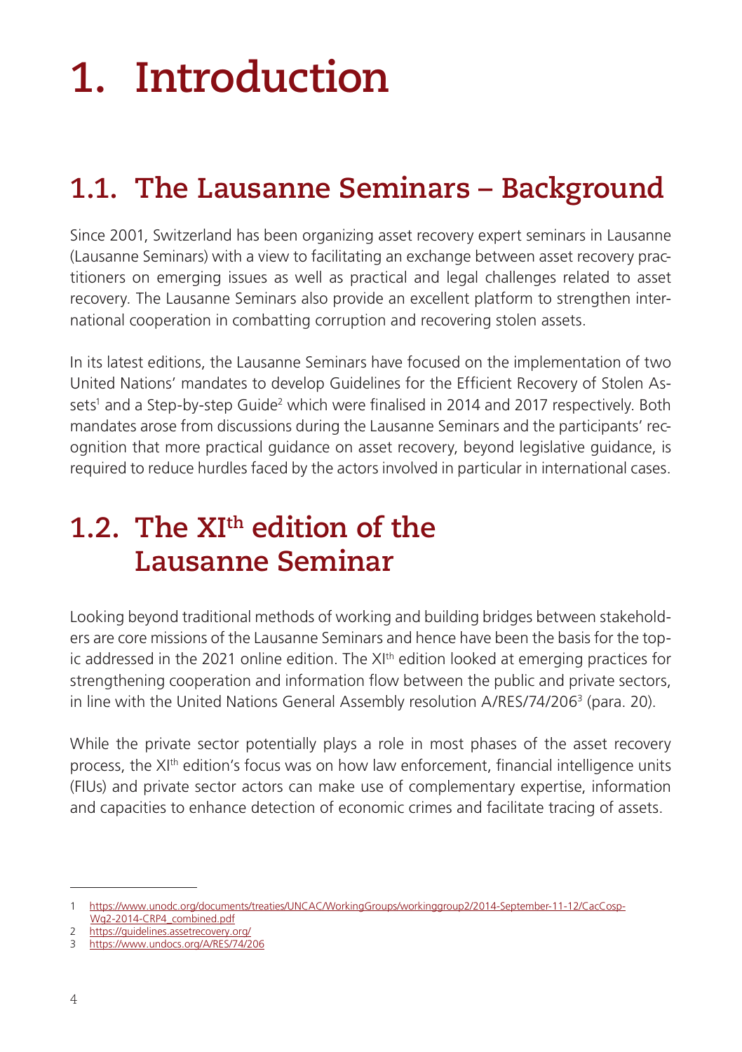# 1. Introduction

## 1.1. The Lausanne Seminars – Background

Since 2001, Switzerland has been organizing asset recovery expert seminars in Lausanne (Lausanne Seminars) with a view to facilitating an exchange between asset recovery practitioners on emerging issues as well as practical and legal challenges related to asset recovery. The Lausanne Seminars also provide an excellent platform to strengthen international cooperation in combatting corruption and recovering stolen assets.

In its latest editions, the Lausanne Seminars have focused on the implementation of two United Nations' mandates to develop Guidelines for the Efficient Recovery of Stolen Assets[1] and a Step-by-step Guide[2] which were finalised in 2014 and 2017 respectively. Both mandates arose from discussions during the Lausanne Seminars and the participants' recognition that more practical guidance on asset recovery, beyond legislative guidance, is required to reduce hurdles faced by the actors involved in particular in international cases.

## 1.2. The XIth edition of the Lausanne Seminar

Looking beyond traditional methods of working and building bridges between stakeholders are core missions of the Lausanne Seminars and hence have been the basis for the topic addressed in the 2021 online edition. The XIth edition looked at emerging practices for strengthening cooperation and information flow between the public and private sectors, in line with the United Nations General Assembly resolution A/RES/74/206[3] (para. 20).

While the private sector potentially plays a role in most phases of the asset recovery process, the XIth edition's focus was on how law enforcement, financial intelligence units (FIUs) and private sector actors can make use of complementary expertise, information and capacities to enhance detection of economic crimes and facilitate tracing of assets.

---

1 https://www.unodc.org/documents/treaties/UNCAC/WorkingGroups/workinggroup2/2014-September-11-12/CacCosp-Wg2-2014-CRP4_combined.pdf
2 https://guidelines.assetrecovery.org/
3 https://www.undocs.org/A/RES/74/206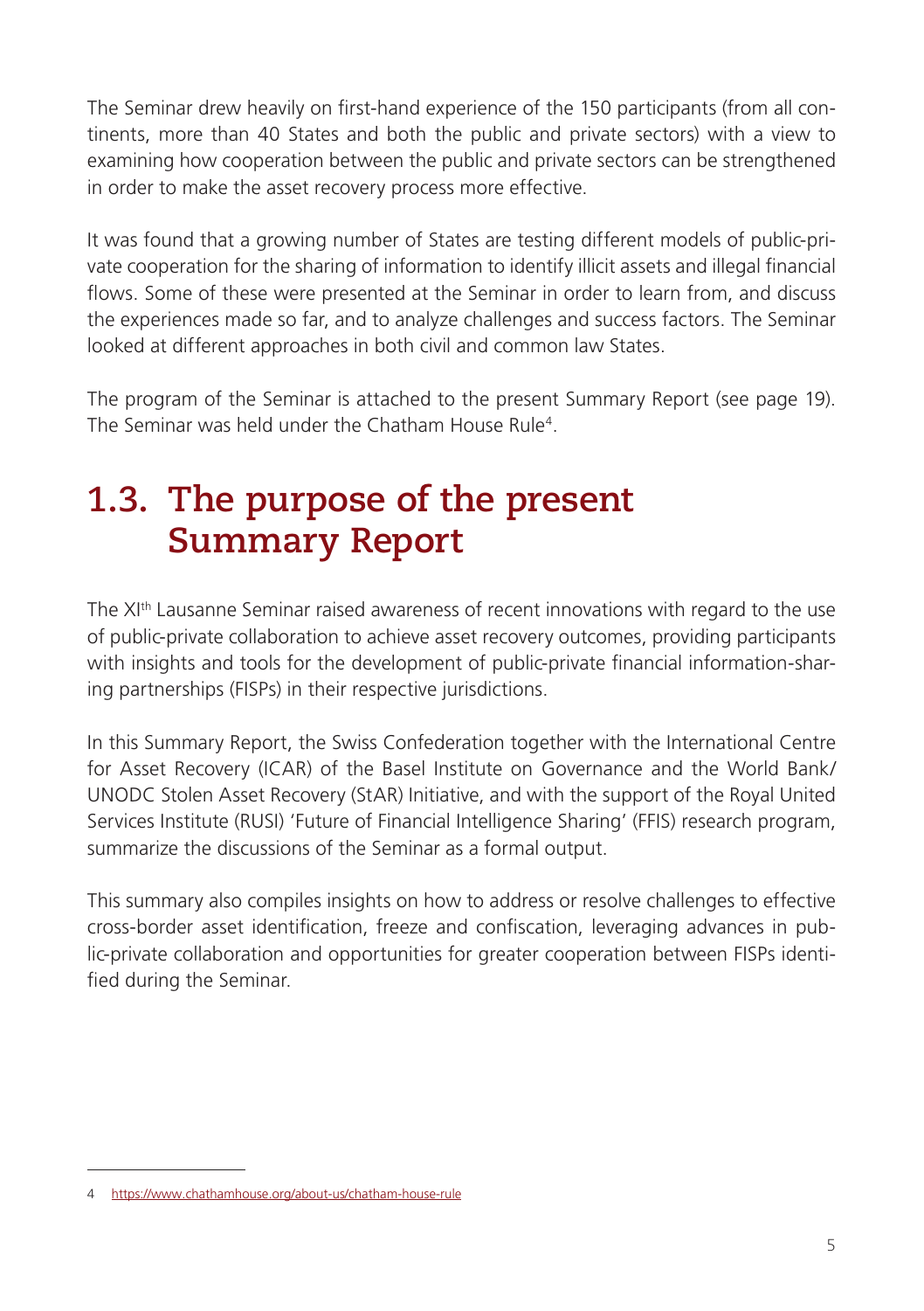The Seminar drew heavily on first-hand experience of the 150 participants (from all continents, more than 40 States and both the public and private sectors) with a view to examining how cooperation between the public and private sectors can be strengthened in order to make the asset recovery process more effective.

It was found that a growing number of States are testing different models of public-private cooperation for the sharing of information to identify illicit assets and illegal financial flows. Some of these were presented at the Seminar in order to learn from, and discuss the experiences made so far, and to analyze challenges and success factors. The Seminar looked at different approaches in both civil and common law States.

The program of the Seminar is attached to the present Summary Report (see page 19). The Seminar was held under the Chatham House Rule[4].

## 1.3. The purpose of the present Summary Report

The XI[th] Lausanne Seminar raised awareness of recent innovations with regard to the use of public-private collaboration to achieve asset recovery outcomes, providing participants with insights and tools for the development of public-private financial information-sharing partnerships (FISPs) in their respective jurisdictions.

In this Summary Report, the Swiss Confederation together with the International Centre for Asset Recovery (ICAR) of the Basel Institute on Governance and the World Bank/UNODC Stolen Asset Recovery (StAR) Initiative, and with the support of the Royal United Services Institute (RUSI) 'Future of Financial Intelligence Sharing' (FFIS) research program, summarize the discussions of the Seminar as a formal output.

This summary also compiles insights on how to address or resolve challenges to effective cross-border asset identification, freeze and confiscation, leveraging advances in public-private collaboration and opportunities for greater cooperation between FISPs identified during the Seminar.

---

4 https://www.chathamhouse.org/about-us/chatham-house-rule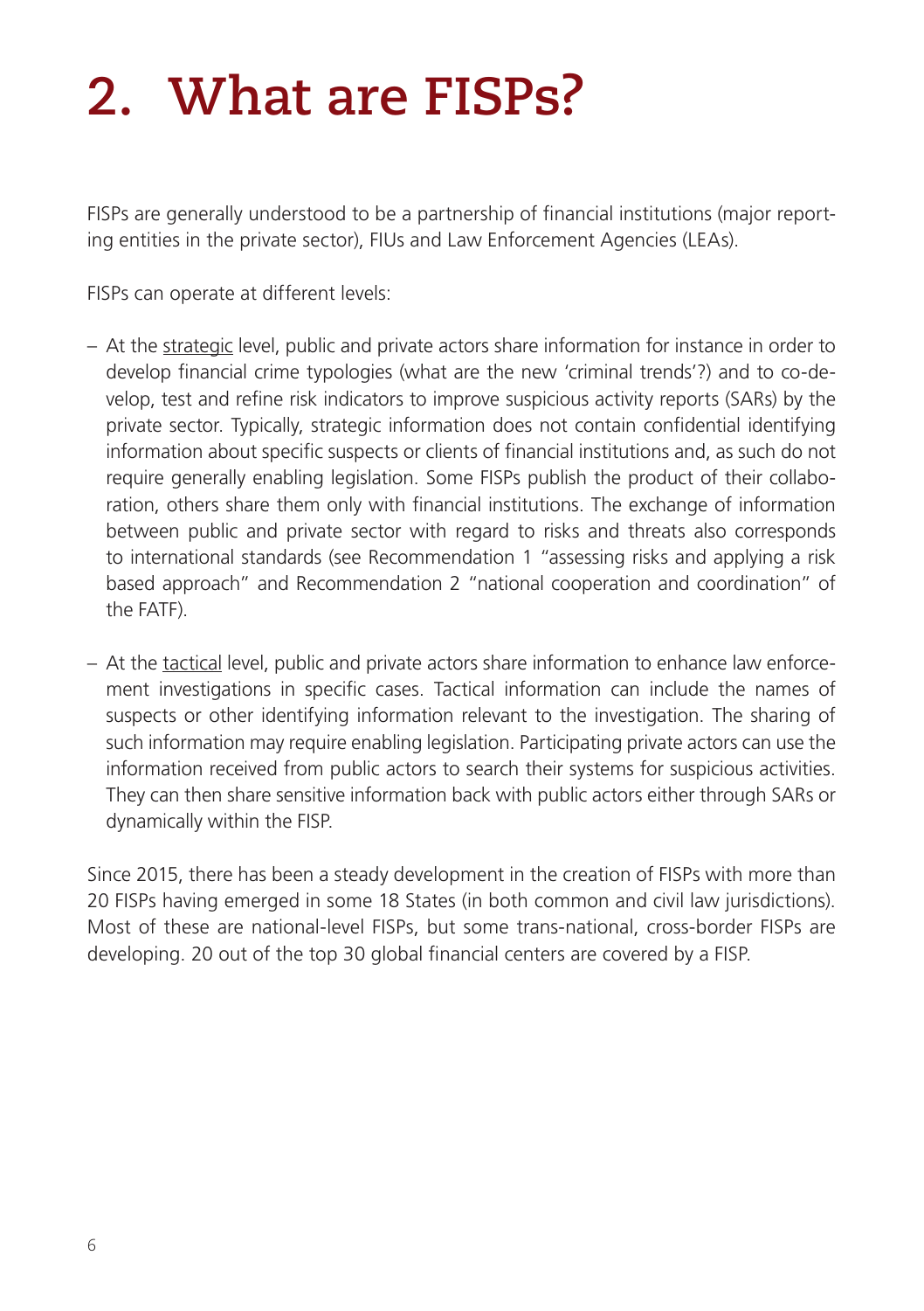# 2. What are FISPs?

FISPs are generally understood to be a partnership of financial institutions (major reporting entities in the private sector), FIUs and Law Enforcement Agencies (LEAs).

FISPs can operate at different levels:

- At the strategic level, public and private actors share information for instance in order to develop financial crime typologies (what are the new 'criminal trends'?) and to co-develop, test and refine risk indicators to improve suspicious activity reports (SARs) by the private sector. Typically, strategic information does not contain confidential identifying information about specific suspects or clients of financial institutions and, as such do not require generally enabling legislation. Some FISPs publish the product of their collaboration, others share them only with financial institutions. The exchange of information between public and private sector with regard to risks and threats also corresponds to international standards (see Recommendation 1 "assessing risks and applying a risk based approach" and Recommendation 2 "national cooperation and coordination" of the FATF).
- At the tactical level, public and private actors share information to enhance law enforcement investigations in specific cases. Tactical information can include the names of suspects or other identifying information relevant to the investigation. The sharing of such information may require enabling legislation. Participating private actors can use the information received from public actors to search their systems for suspicious activities. They can then share sensitive information back with public actors either through SARs or dynamically within the FISP.

Since 2015, there has been a steady development in the creation of FISPs with more than 20 FISPs having emerged in some 18 States (in both common and civil law jurisdictions). Most of these are national-level FISPs, but some trans-national, cross-border FISPs are developing. 20 out of the top 30 global financial centers are covered by a FISP.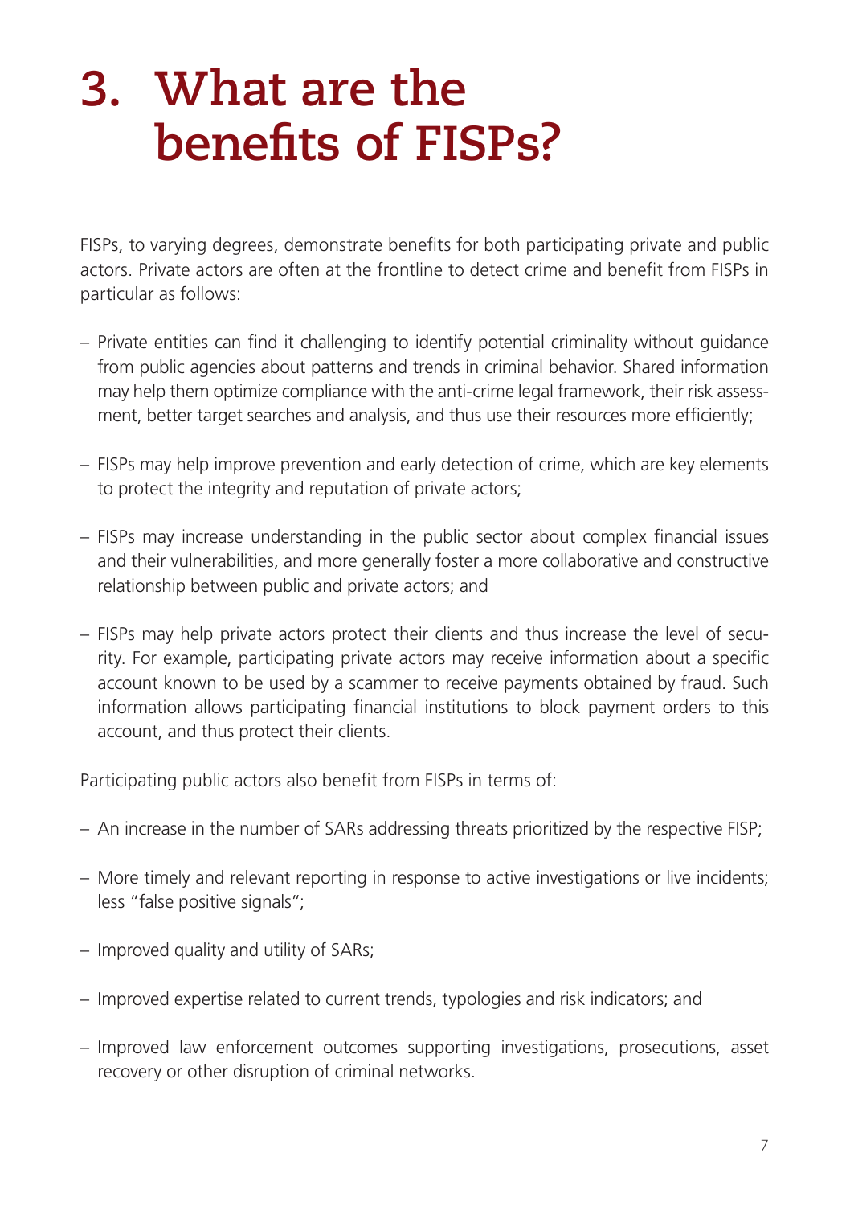# 3. What are the benefits of FISPs?

FISPs, to varying degrees, demonstrate benefits for both participating private and public actors. Private actors are often at the frontline to detect crime and benefit from FISPs in particular as follows:

- Private entities can find it challenging to identify potential criminality without guidance from public agencies about patterns and trends in criminal behavior. Shared information may help them optimize compliance with the anti-crime legal framework, their risk assessment, better target searches and analysis, and thus use their resources more efficiently;
- FISPs may help improve prevention and early detection of crime, which are key elements to protect the integrity and reputation of private actors;
- FISPs may increase understanding in the public sector about complex financial issues and their vulnerabilities, and more generally foster a more collaborative and constructive relationship between public and private actors; and
- FISPs may help private actors protect their clients and thus increase the level of security. For example, participating private actors may receive information about a specific account known to be used by a scammer to receive payments obtained by fraud. Such information allows participating financial institutions to block payment orders to this account, and thus protect their clients.

Participating public actors also benefit from FISPs in terms of:

- An increase in the number of SARs addressing threats prioritized by the respective FISP;
- More timely and relevant reporting in response to active investigations or live incidents; less "false positive signals";
- Improved quality and utility of SARs;
- Improved expertise related to current trends, typologies and risk indicators; and
- Improved law enforcement outcomes supporting investigations, prosecutions, asset recovery or other disruption of criminal networks.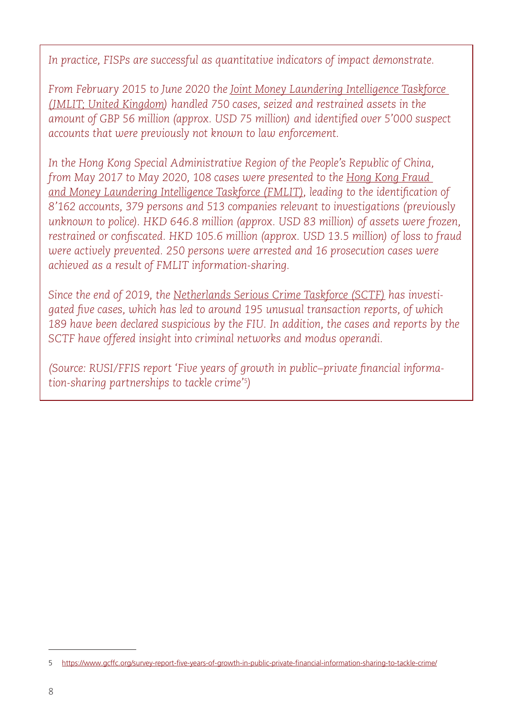*In practice, FISPs are successful as quantitative indicators of impact demonstrate.*

*From February 2015 to June 2020 the Joint Money Laundering Intelligence Taskforce (JMLIT; United Kingdom) handled 750 cases, seized and restrained assets in the amount of GBP 56 million (approx. USD 75 million) and identified over 5'000 suspect accounts that were previously not known to law enforcement.*

*In the Hong Kong Special Administrative Region of the People's Republic of China, from May 2017 to May 2020, 108 cases were presented to the Hong Kong Fraud and Money Laundering Intelligence Taskforce (FMLIT), leading to the identification of 8'162 accounts, 379 persons and 513 companies relevant to investigations (previously unknown to police). HKD 646.8 million (approx. USD 83 million) of assets were frozen, restrained or confiscated. HKD 105.6 million (approx. USD 13.5 million) of loss to fraud were actively prevented. 250 persons were arrested and 16 prosecution cases were achieved as a result of FMLIT information-sharing.*

*Since the end of 2019, the Netherlands Serious Crime Taskforce (SCTF) has investigated five cases, which has led to around 195 unusual transaction reports, of which 189 have been declared suspicious by the FIU. In addition, the cases and reports by the SCTF have offered insight into criminal networks and modus operandi.*

*(Source: RUSI/FFIS report 'Five years of growth in public–private financial information-sharing partnerships to tackle crime'[5])*

---

5 https://www.gcffc.org/survey-report-five-years-of-growth-in-public-private-financial-information-sharing-to-tackle-crime/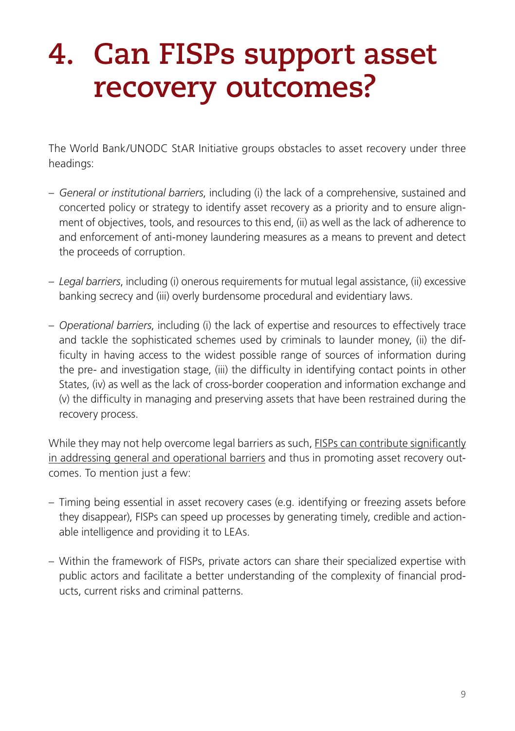# 4. Can FISPs support asset recovery outcomes?

The World Bank/UNODC StAR Initiative groups obstacles to asset recovery under three headings:

- *General or institutional barriers*, including (i) the lack of a comprehensive, sustained and concerted policy or strategy to identify asset recovery as a priority and to ensure alignment of objectives, tools, and resources to this end, (ii) as well as the lack of adherence to and enforcement of anti-money laundering measures as a means to prevent and detect the proceeds of corruption.

- *Legal barriers*, including (i) onerous requirements for mutual legal assistance, (ii) excessive banking secrecy and (iii) overly burdensome procedural and evidentiary laws.

- *Operational barriers*, including (i) the lack of expertise and resources to effectively trace and tackle the sophisticated schemes used by criminals to launder money, (ii) the difficulty in having access to the widest possible range of sources of information during the pre- and investigation stage, (iii) the difficulty in identifying contact points in other States, (iv) as well as the lack of cross-border cooperation and information exchange and (v) the difficulty in managing and preserving assets that have been restrained during the recovery process.

While they may not help overcome legal barriers as such, <u>FISPs can contribute significantly in addressing general and operational barriers</u> and thus in promoting asset recovery outcomes. To mention just a few:

- Timing being essential in asset recovery cases (e.g. identifying or freezing assets before they disappear), FISPs can speed up processes by generating timely, credible and actionable intelligence and providing it to LEAs.

- Within the framework of FISPs, private actors can share their specialized expertise with public actors and facilitate a better understanding of the complexity of financial products, current risks and criminal patterns.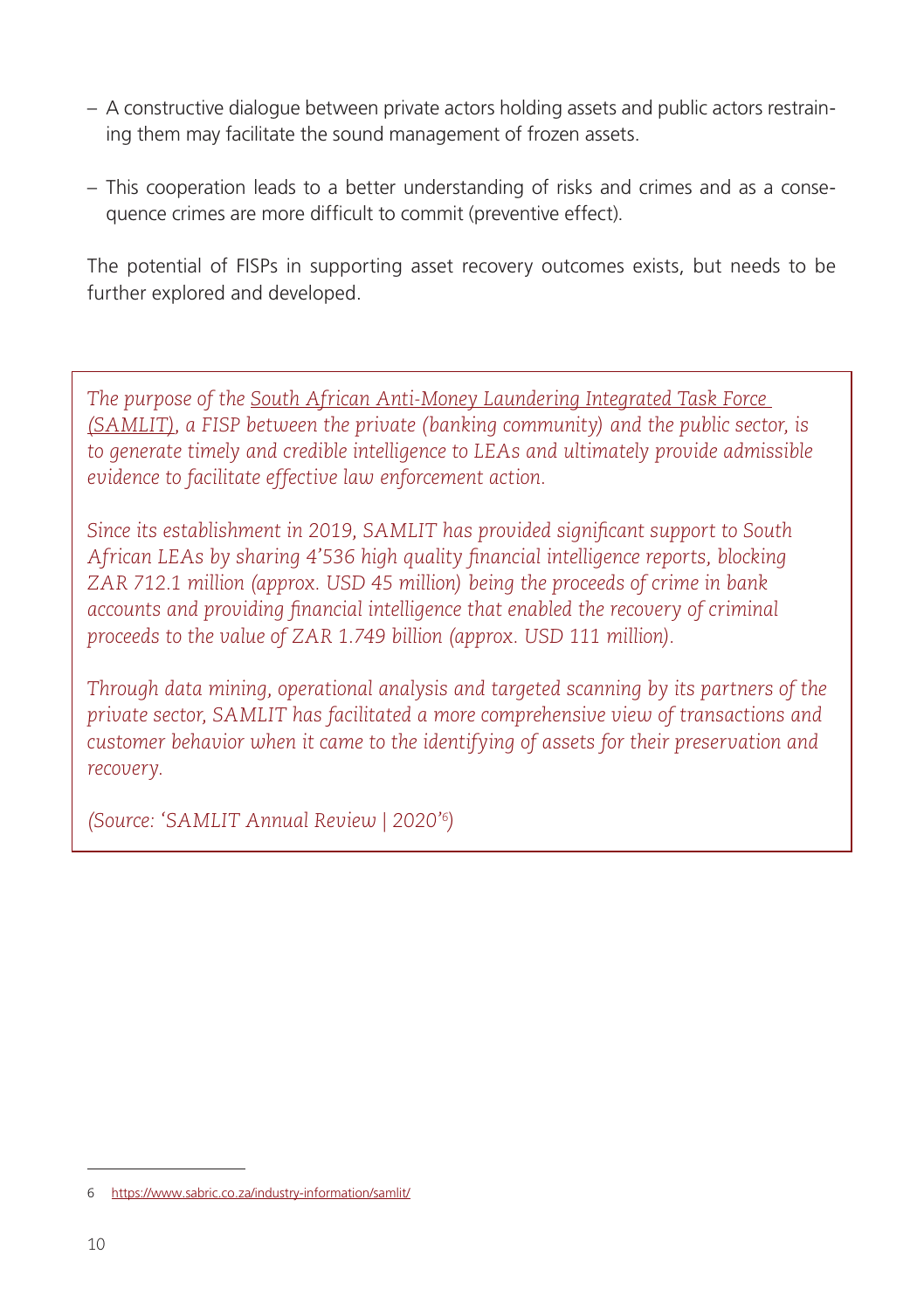- A constructive dialogue between private actors holding assets and public actors restraining them may facilitate the sound management of frozen assets.

- This cooperation leads to a better understanding of risks and crimes and as a consequence crimes are more difficult to commit (preventive effect).

The potential of FISPs in supporting asset recovery outcomes exists, but needs to be further explored and developed.

*The purpose of the South African Anti-Money Laundering Integrated Task Force (SAMLIT), a FISP between the private (banking community) and the public sector, is to generate timely and credible intelligence to LEAs and ultimately provide admissible evidence to facilitate effective law enforcement action.*

*Since its establishment in 2019, SAMLIT has provided significant support to South African LEAs by sharing 4'536 high quality financial intelligence reports, blocking ZAR 712.1 million (approx. USD 45 million) being the proceeds of crime in bank accounts and providing financial intelligence that enabled the recovery of criminal proceeds to the value of ZAR 1.749 billion (approx. USD 111 million).*

*Through data mining, operational analysis and targeted scanning by its partners of the private sector, SAMLIT has facilitated a more comprehensive view of transactions and customer behavior when it came to the identifying of assets for their preservation and recovery.*

*(Source: 'SAMLIT Annual Review | 2020'[6])*

6 https://www.sabric.co.za/industry-information/samlit/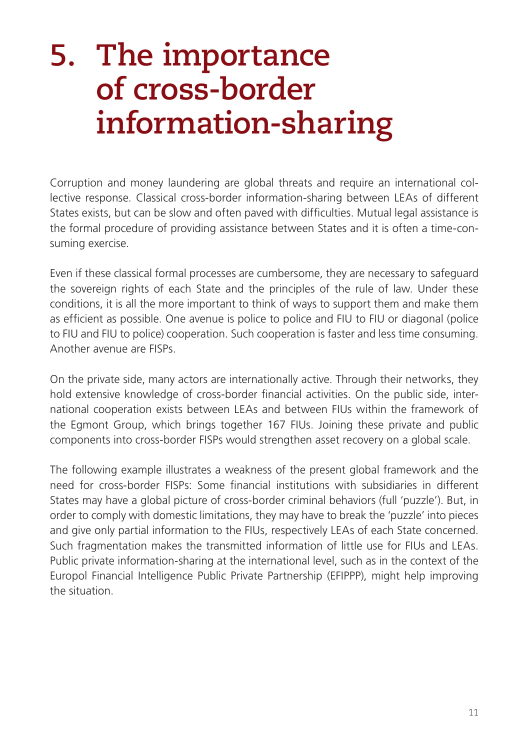# 5. The importance of cross-border information-sharing

Corruption and money laundering are global threats and require an international collective response. Classical cross-border information-sharing between LEAs of different States exists, but can be slow and often paved with difficulties. Mutual legal assistance is the formal procedure of providing assistance between States and it is often a time-consuming exercise.

Even if these classical formal processes are cumbersome, they are necessary to safeguard the sovereign rights of each State and the principles of the rule of law. Under these conditions, it is all the more important to think of ways to support them and make them as efficient as possible. One avenue is police to police and FIU to FIU or diagonal (police to FIU and FIU to police) cooperation. Such cooperation is faster and less time consuming. Another avenue are FISPs.

On the private side, many actors are internationally active. Through their networks, they hold extensive knowledge of cross-border financial activities. On the public side, international cooperation exists between LEAs and between FIUs within the framework of the Egmont Group, which brings together 167 FIUs. Joining these private and public components into cross-border FISPs would strengthen asset recovery on a global scale.

The following example illustrates a weakness of the present global framework and the need for cross-border FISPs: Some financial institutions with subsidiaries in different States may have a global picture of cross-border criminal behaviors (full 'puzzle'). But, in order to comply with domestic limitations, they may have to break the 'puzzle' into pieces and give only partial information to the FIUs, respectively LEAs of each State concerned. Such fragmentation makes the transmitted information of little use for FIUs and LEAs. Public private information-sharing at the international level, such as in the context of the Europol Financial Intelligence Public Private Partnership (EFIPPP), might help improving the situation.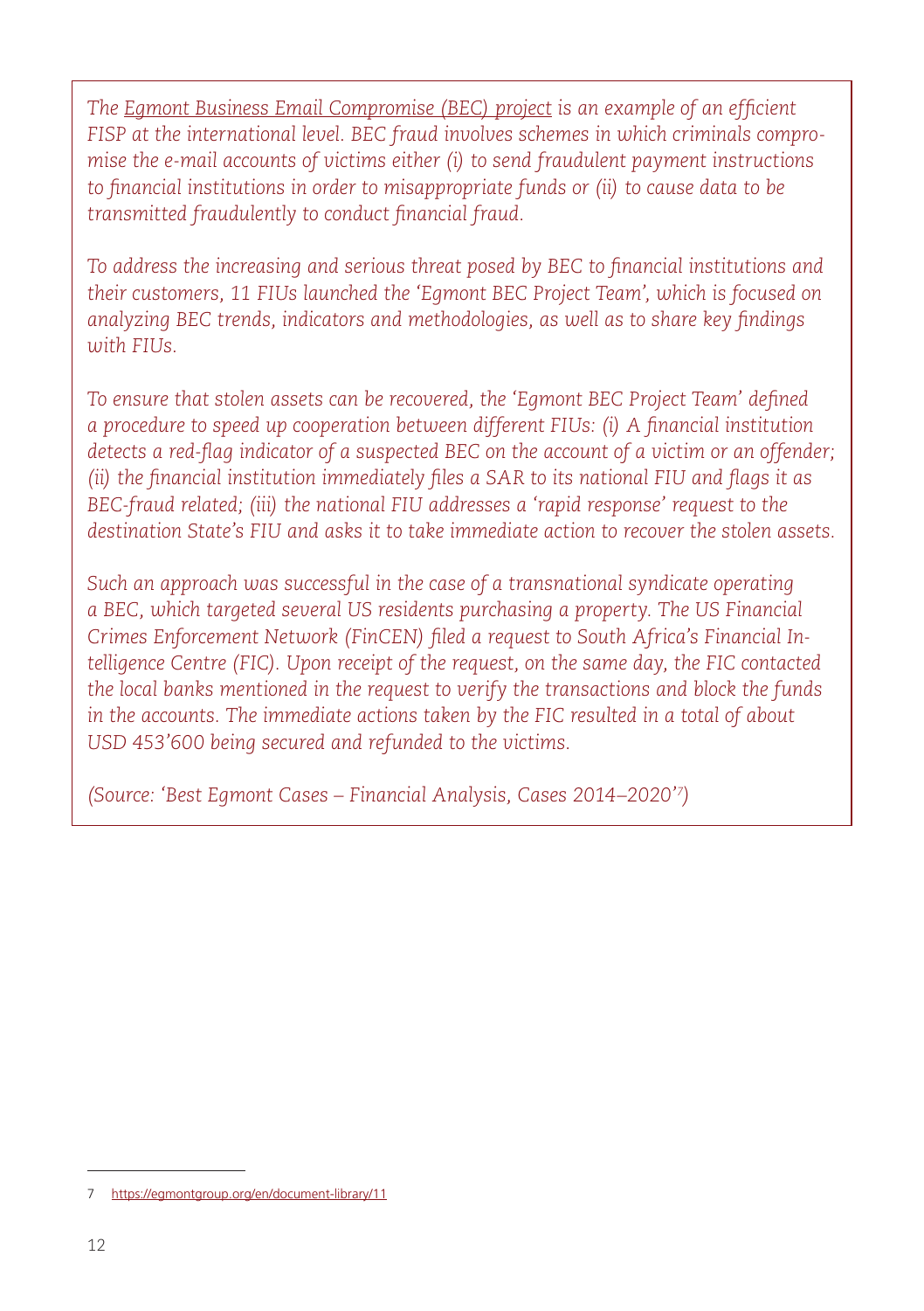*The [Egmont Business Email Compromise (BEC) project](https://egmontgroup.org) is an example of an efficient FISP at the international level. BEC fraud involves schemes in which criminals compromise the e-mail accounts of victims either (i) to send fraudulent payment instructions to financial institutions in order to misappropriate funds or (ii) to cause data to be transmitted fraudulently to conduct financial fraud.*

*To address the increasing and serious threat posed by BEC to financial institutions and their customers, 11 FIUs launched the 'Egmont BEC Project Team', which is focused on analyzing BEC trends, indicators and methodologies, as well as to share key findings with FIUs.*

*To ensure that stolen assets can be recovered, the 'Egmont BEC Project Team' defined a procedure to speed up cooperation between different FIUs: (i) A financial institution detects a red-flag indicator of a suspected BEC on the account of a victim or an offender; (ii) the financial institution immediately files a SAR to its national FIU and flags it as BEC-fraud related; (iii) the national FIU addresses a 'rapid response' request to the destination State's FIU and asks it to take immediate action to recover the stolen assets.*

*Such an approach was successful in the case of a transnational syndicate operating a BEC, which targeted several US residents purchasing a property. The US Financial Crimes Enforcement Network (FinCEN) filed a request to South Africa's Financial Intelligence Centre (FIC). Upon receipt of the request, on the same day, the FIC contacted the local banks mentioned in the request to verify the transactions and block the funds in the accounts. The immediate actions taken by the FIC resulted in a total of about USD 453'600 being secured and refunded to the victims.*

*(Source: 'Best Egmont Cases – Financial Analysis, Cases 2014–2020'[7])*

---

7 https://egmontgroup.org/en/document-library/11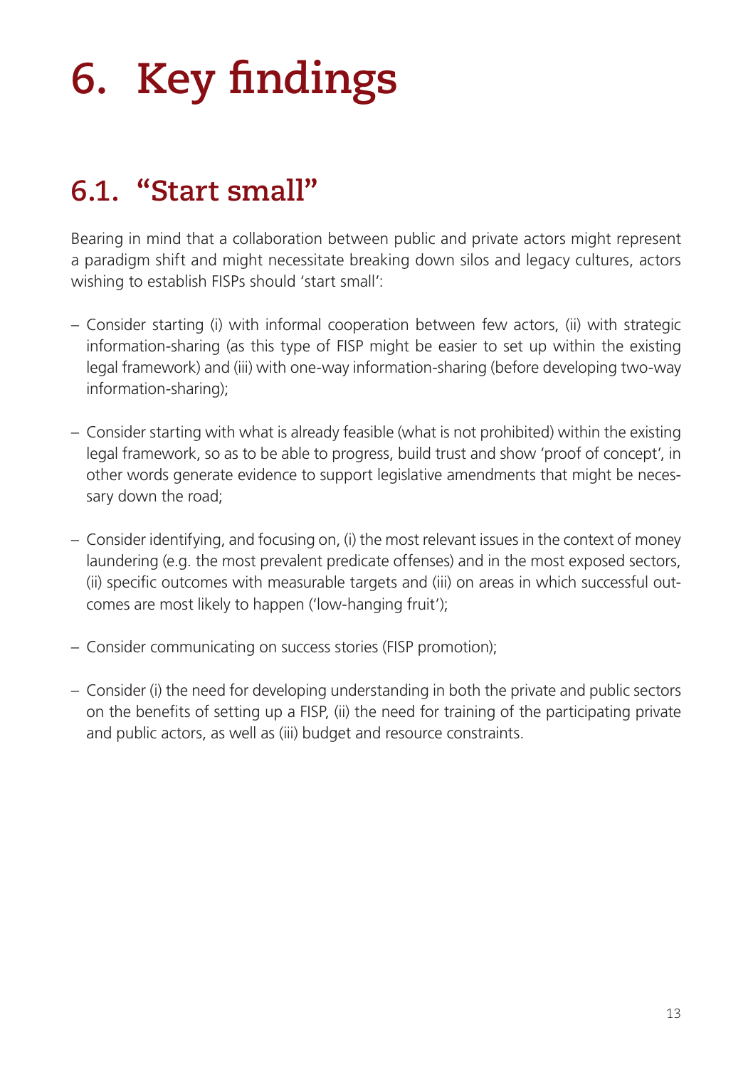# 6. Key findings

## 6.1. "Start small"

Bearing in mind that a collaboration between public and private actors might represent a paradigm shift and might necessitate breaking down silos and legacy cultures, actors wishing to establish FISPs should 'start small':

- Consider starting (i) with informal cooperation between few actors, (ii) with strategic information-sharing (as this type of FISP might be easier to set up within the existing legal framework) and (iii) with one-way information-sharing (before developing two-way information-sharing);
- Consider starting with what is already feasible (what is not prohibited) within the existing legal framework, so as to be able to progress, build trust and show 'proof of concept', in other words generate evidence to support legislative amendments that might be necessary down the road;
- Consider identifying, and focusing on, (i) the most relevant issues in the context of money laundering (e.g. the most prevalent predicate offenses) and in the most exposed sectors, (ii) specific outcomes with measurable targets and (iii) on areas in which successful outcomes are most likely to happen ('low-hanging fruit');
- Consider communicating on success stories (FISP promotion);
- Consider (i) the need for developing understanding in both the private and public sectors on the benefits of setting up a FISP, (ii) the need for training of the participating private and public actors, as well as (iii) budget and resource constraints.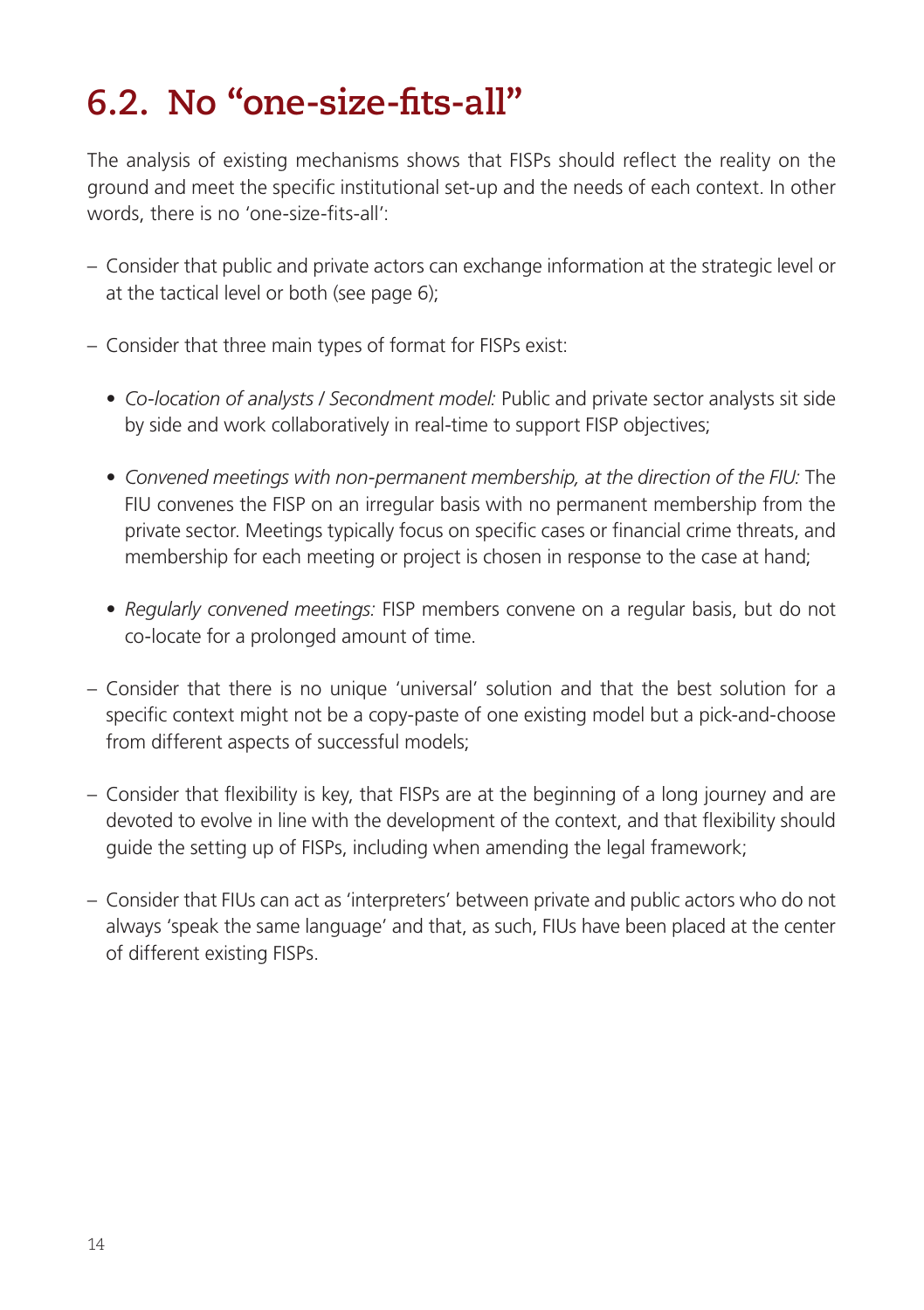## 6.2. No "one-size-fits-all"

The analysis of existing mechanisms shows that FISPs should reflect the reality on the ground and meet the specific institutional set-up and the needs of each context. In other words, there is no 'one-size-fits-all':

- Consider that public and private actors can exchange information at the strategic level or at the tactical level or both (see page 6);
- Consider that three main types of format for FISPs exist:
  - *Co-location of analysts / Secondment model:* Public and private sector analysts sit side by side and work collaboratively in real-time to support FISP objectives;
  - *Convened meetings with non-permanent membership, at the direction of the FIU:* The FIU convenes the FISP on an irregular basis with no permanent membership from the private sector. Meetings typically focus on specific cases or financial crime threats, and membership for each meeting or project is chosen in response to the case at hand;
  - *Regularly convened meetings:* FISP members convene on a regular basis, but do not co-locate for a prolonged amount of time.
- Consider that there is no unique 'universal' solution and that the best solution for a specific context might not be a copy-paste of one existing model but a pick-and-choose from different aspects of successful models;
- Consider that flexibility is key, that FISPs are at the beginning of a long journey and are devoted to evolve in line with the development of the context, and that flexibility should guide the setting up of FISPs, including when amending the legal framework;
- Consider that FIUs can act as 'interpreters' between private and public actors who do not always 'speak the same language' and that, as such, FIUs have been placed at the center of different existing FISPs.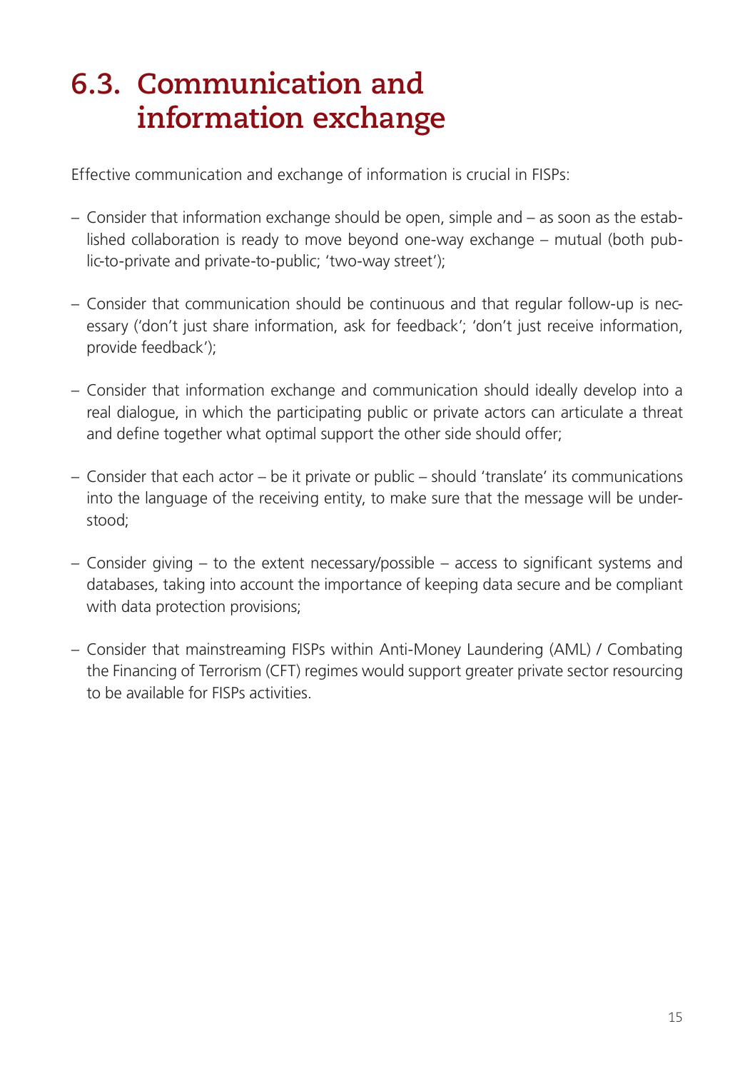## 6.3. Communication and information exchange

Effective communication and exchange of information is crucial in FISPs:

– Consider that information exchange should be open, simple and – as soon as the established collaboration is ready to move beyond one-way exchange – mutual (both public-to-private and private-to-public; 'two-way street');

– Consider that communication should be continuous and that regular follow-up is necessary ('don't just share information, ask for feedback'; 'don't just receive information, provide feedback');

– Consider that information exchange and communication should ideally develop into a real dialogue, in which the participating public or private actors can articulate a threat and define together what optimal support the other side should offer;

– Consider that each actor – be it private or public – should 'translate' its communications into the language of the receiving entity, to make sure that the message will be understood;

– Consider giving – to the extent necessary/possible – access to significant systems and databases, taking into account the importance of keeping data secure and be compliant with data protection provisions;

– Consider that mainstreaming FISPs within Anti-Money Laundering (AML) / Combating the Financing of Terrorism (CFT) regimes would support greater private sector resourcing to be available for FISPs activities.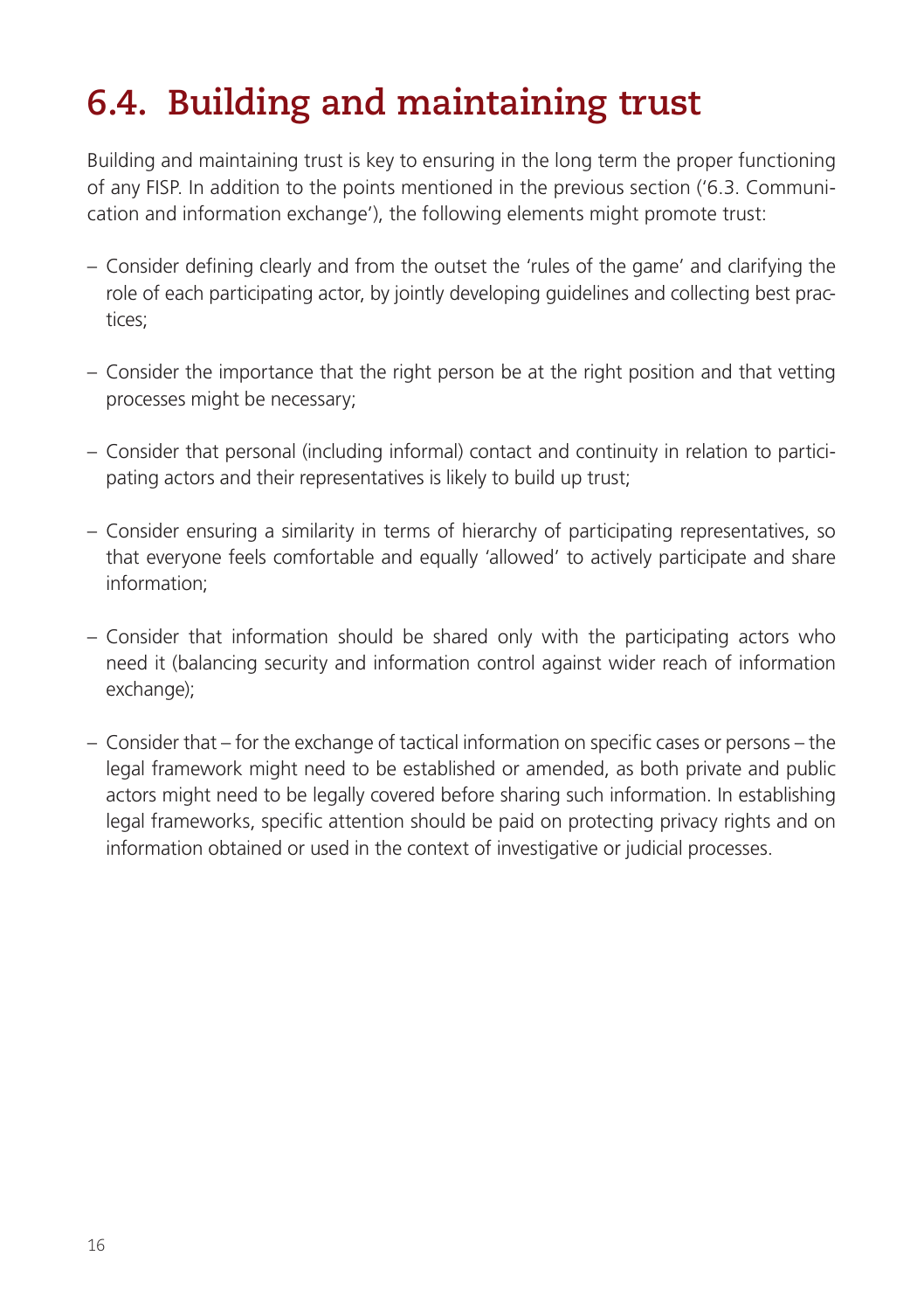## 6.4. Building and maintaining trust

Building and maintaining trust is key to ensuring in the long term the proper functioning of any FISP. In addition to the points mentioned in the previous section ('6.3. Communication and information exchange'), the following elements might promote trust:

- Consider defining clearly and from the outset the 'rules of the game' and clarifying the role of each participating actor, by jointly developing guidelines and collecting best practices;

- Consider the importance that the right person be at the right position and that vetting processes might be necessary;

- Consider that personal (including informal) contact and continuity in relation to participating actors and their representatives is likely to build up trust;

- Consider ensuring a similarity in terms of hierarchy of participating representatives, so that everyone feels comfortable and equally 'allowed' to actively participate and share information;

- Consider that information should be shared only with the participating actors who need it (balancing security and information control against wider reach of information exchange);

- Consider that – for the exchange of tactical information on specific cases or persons – the legal framework might need to be established or amended, as both private and public actors might need to be legally covered before sharing such information. In establishing legal frameworks, specific attention should be paid on protecting privacy rights and on information obtained or used in the context of investigative or judicial processes.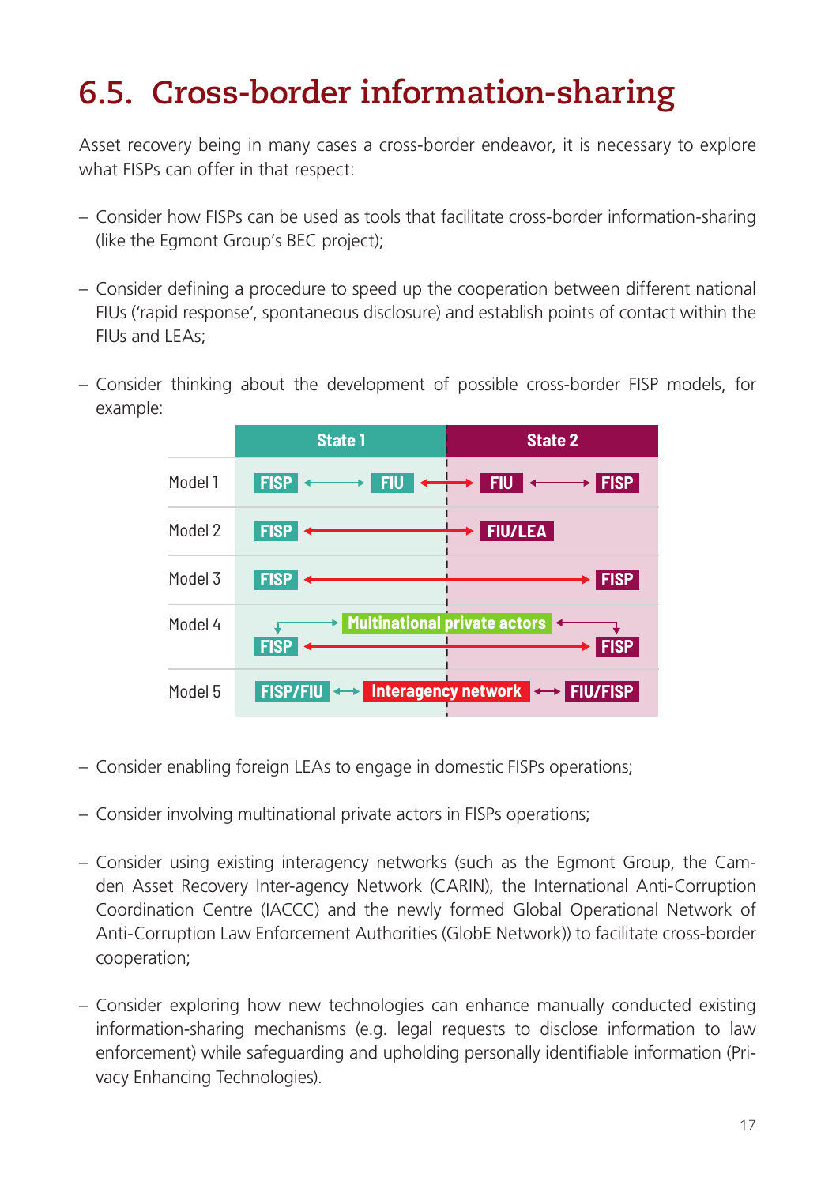# 6.5. Cross-border information-sharing

Asset recovery being in many cases a cross-border endeavor, it is necessary to explore what FISPs can offer in that respect:

- Consider how FISPs can be used as tools that facilitate cross-border information-sharing (like the Egmont Group's BEC project);
- Consider defining a procedure to speed up the cooperation between different national FIUs ('rapid response', spontaneous disclosure) and establish points of contact within the FIUs and LEAs;
- Consider thinking about the development of possible cross-border FISP models, for example:

| | State 1 | | State 2 |
|---|---|---|---|
| Model 1 | FISP ⟷ FIU | ⟷ | FIU ⟷ FISP |
| Model 2 | FISP | ⟷ | FIU/LEA |
| Model 3 | FISP | ⟷ | FISP |
| Model 4 | FISP → Multinational private actors ← FISP; FISP | ⟷ | FISP |
| Model 5 | FISP/FIU ⟷ | Interagency network | ⟷ FIU/FISP |

- Consider enabling foreign LEAs to engage in domestic FISPs operations;
- Consider involving multinational private actors in FISPs operations;
- Consider using existing interagency networks (such as the Egmont Group, the Camden Asset Recovery Inter-agency Network (CARIN), the International Anti-Corruption Coordination Centre (IACCC) and the newly formed Global Operational Network of Anti-Corruption Law Enforcement Authorities (GlobE Network)) to facilitate cross-border cooperation;
- Consider exploring how new technologies can enhance manually conducted existing information-sharing mechanisms (e.g. legal requests to disclose information to law enforcement) while safeguarding and upholding personally identifiable information (Privacy Enhancing Technologies).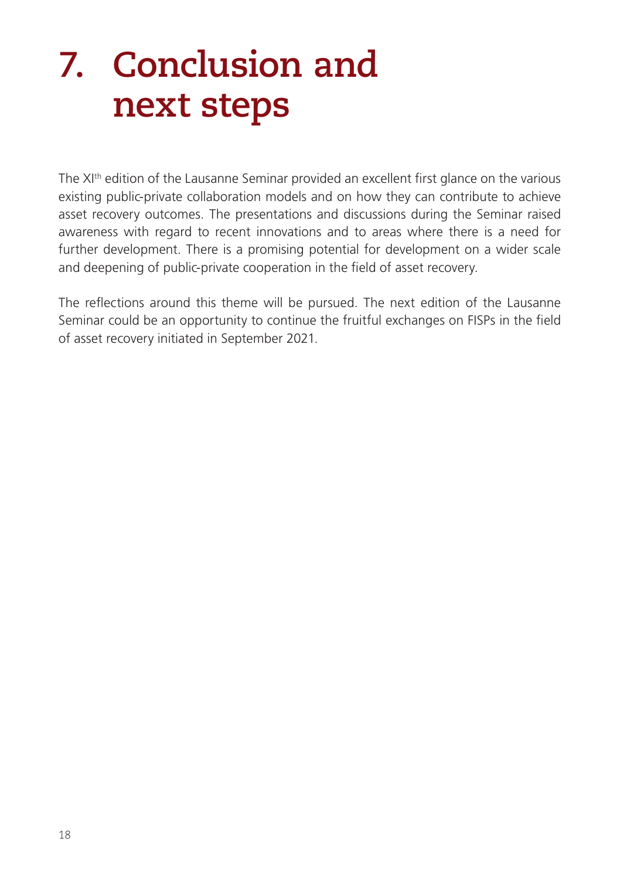# 7. Conclusion and next steps

The XI[th] edition of the Lausanne Seminar provided an excellent first glance on the various existing public-private collaboration models and on how they can contribute to achieve asset recovery outcomes. The presentations and discussions during the Seminar raised awareness with regard to recent innovations and to areas where there is a need for further development. There is a promising potential for development on a wider scale and deepening of public-private cooperation in the field of asset recovery.

The reflections around this theme will be pursued. The next edition of the Lausanne Seminar could be an opportunity to continue the fruitful exchanges on FISPs in the field of asset recovery initiated in September 2021.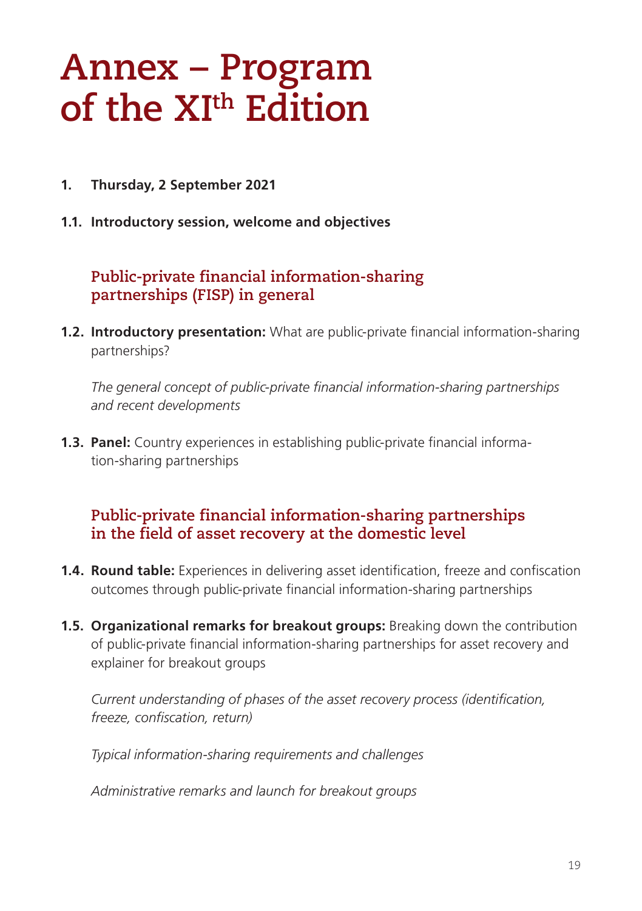# Annex – Program of the XI$^{th}$ Edition

**1. Thursday, 2 September 2021**

**1.1. Introductory session, welcome and objectives**

### Public-private financial information-sharing partnerships (FISP) in general

**1.2. Introductory presentation:** What are public-private financial information-sharing partnerships?

*The general concept of public-private financial information-sharing partnerships and recent developments*

**1.3. Panel:** Country experiences in establishing public-private financial information-sharing partnerships

### Public-private financial information-sharing partnerships in the field of asset recovery at the domestic level

**1.4. Round table:** Experiences in delivering asset identification, freeze and confiscation outcomes through public-private financial information-sharing partnerships

**1.5. Organizational remarks for breakout groups:** Breaking down the contribution of public-private financial information-sharing partnerships for asset recovery and explainer for breakout groups

*Current understanding of phases of the asset recovery process (identification, freeze, confiscation, return)*

*Typical information-sharing requirements and challenges*

*Administrative remarks and launch for breakout groups*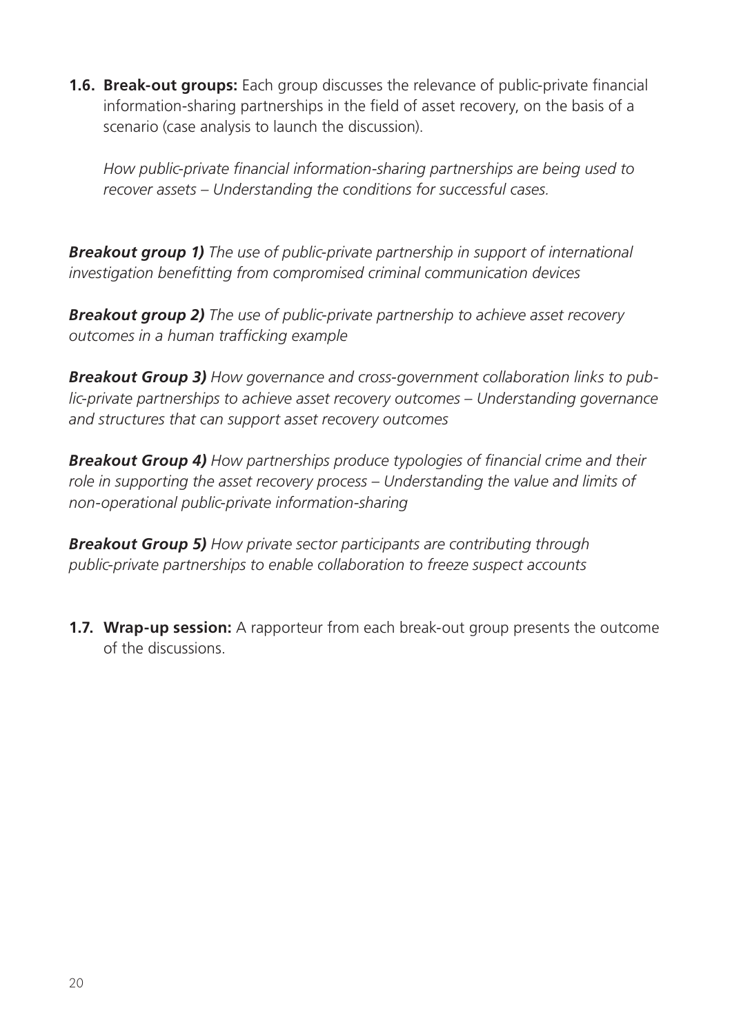**1.6. Break-out groups:** Each group discusses the relevance of public-private financial information-sharing partnerships in the field of asset recovery, on the basis of a scenario (case analysis to launch the discussion).

*How public-private financial information-sharing partnerships are being used to recover assets – Understanding the conditions for successful cases.*

***Breakout group 1)*** *The use of public-private partnership in support of international investigation benefitting from compromised criminal communication devices*

***Breakout group 2)*** *The use of public-private partnership to achieve asset recovery outcomes in a human trafficking example*

***Breakout Group 3)*** *How governance and cross-government collaboration links to public-private partnerships to achieve asset recovery outcomes – Understanding governance and structures that can support asset recovery outcomes*

***Breakout Group 4)*** *How partnerships produce typologies of financial crime and their role in supporting the asset recovery process – Understanding the value and limits of non-operational public-private information-sharing*

***Breakout Group 5)*** *How private sector participants are contributing through public-private partnerships to enable collaboration to freeze suspect accounts*

**1.7. Wrap-up session:** A rapporteur from each break-out group presents the outcome of the discussions.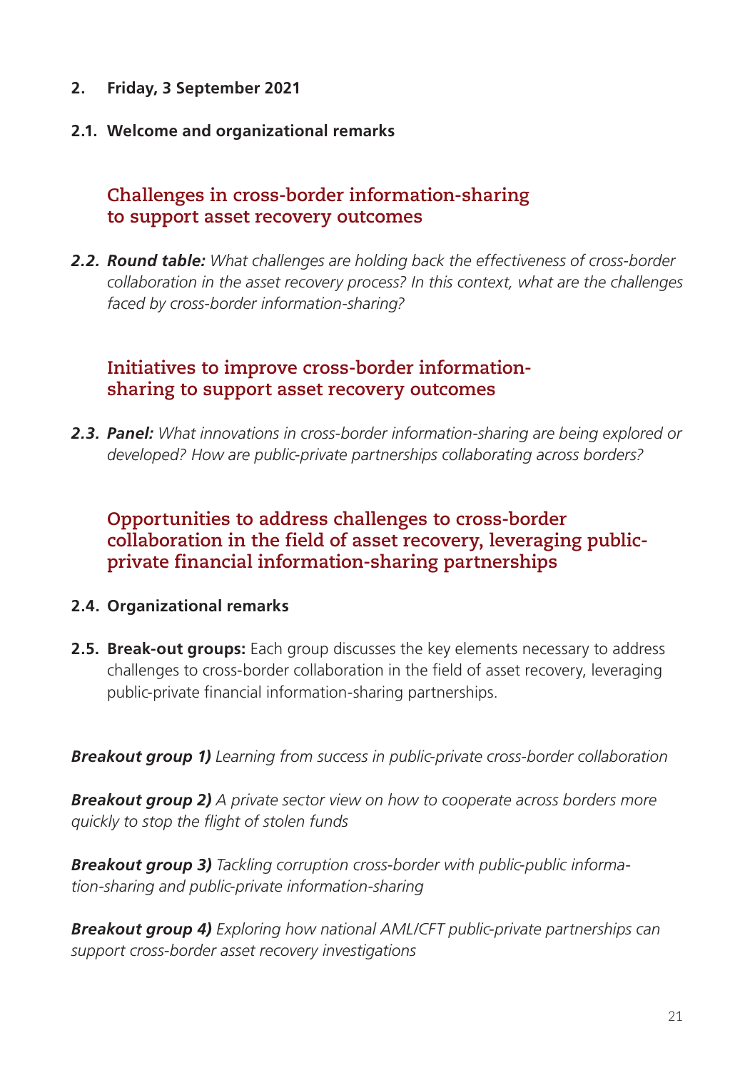## 2. Friday, 3 September 2021

**2.1. Welcome and organizational remarks**

### Challenges in cross-border information-sharing to support asset recovery outcomes

***2.2. Round table:*** *What challenges are holding back the effectiveness of cross-border collaboration in the asset recovery process? In this context, what are the challenges faced by cross-border information-sharing?*

### Initiatives to improve cross-border information-sharing to support asset recovery outcomes

***2.3. Panel:*** *What innovations in cross-border information-sharing are being explored or developed? How are public-private partnerships collaborating across borders?*

### Opportunities to address challenges to cross-border collaboration in the field of asset recovery, leveraging public-private financial information-sharing partnerships

**2.4. Organizational remarks**

**2.5. Break-out groups:** Each group discusses the key elements necessary to address challenges to cross-border collaboration in the field of asset recovery, leveraging public-private financial information-sharing partnerships.

***Breakout group 1)*** *Learning from success in public-private cross-border collaboration*

***Breakout group 2)*** *A private sector view on how to cooperate across borders more quickly to stop the flight of stolen funds*

***Breakout group 3)*** *Tackling corruption cross-border with public-public information-sharing and public-private information-sharing*

***Breakout group 4)*** *Exploring how national AML/CFT public-private partnerships can support cross-border asset recovery investigations*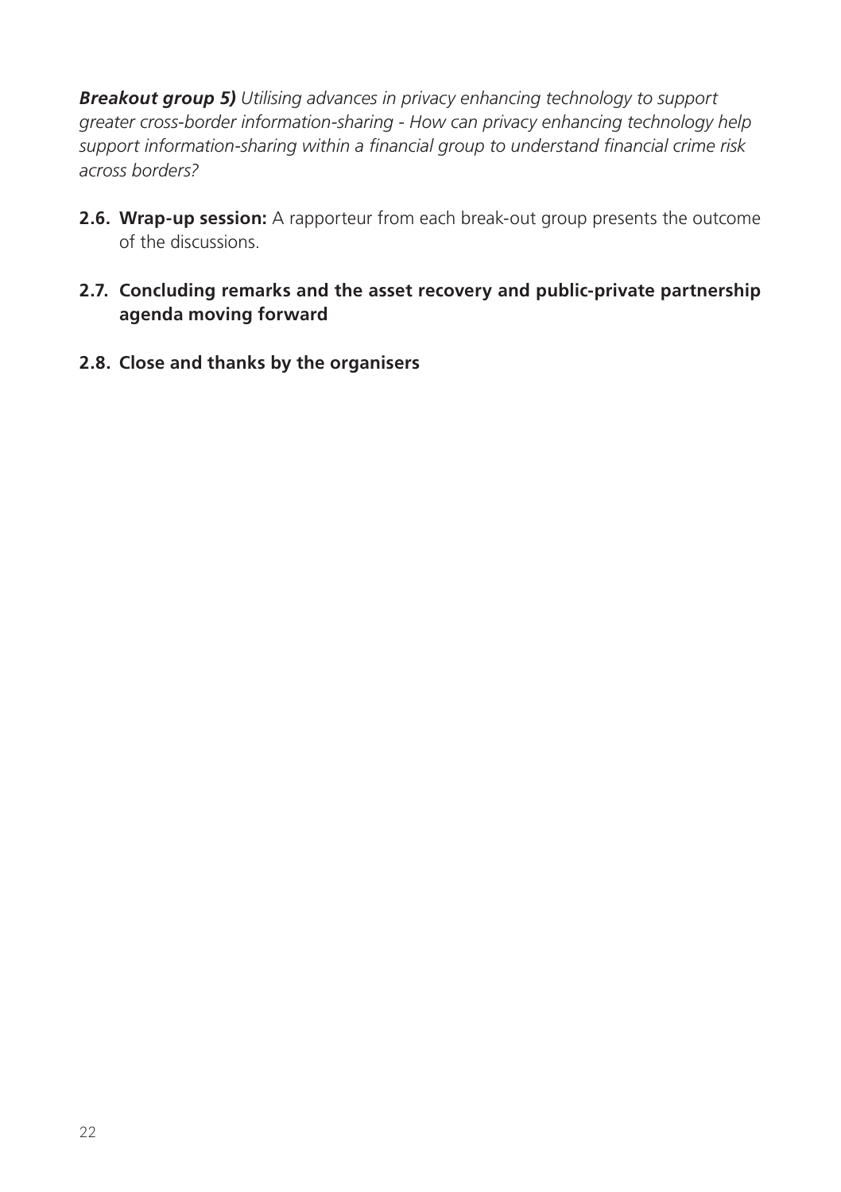***Breakout group 5)*** *Utilising advances in privacy enhancing technology to support greater cross-border information-sharing - How can privacy enhancing technology help support information-sharing within a financial group to understand financial crime risk across borders?*

**2.6. Wrap-up session:** A rapporteur from each break-out group presents the outcome of the discussions.

**2.7. Concluding remarks and the asset recovery and public-private partnership agenda moving forward**

**2.8. Close and thanks by the organisers**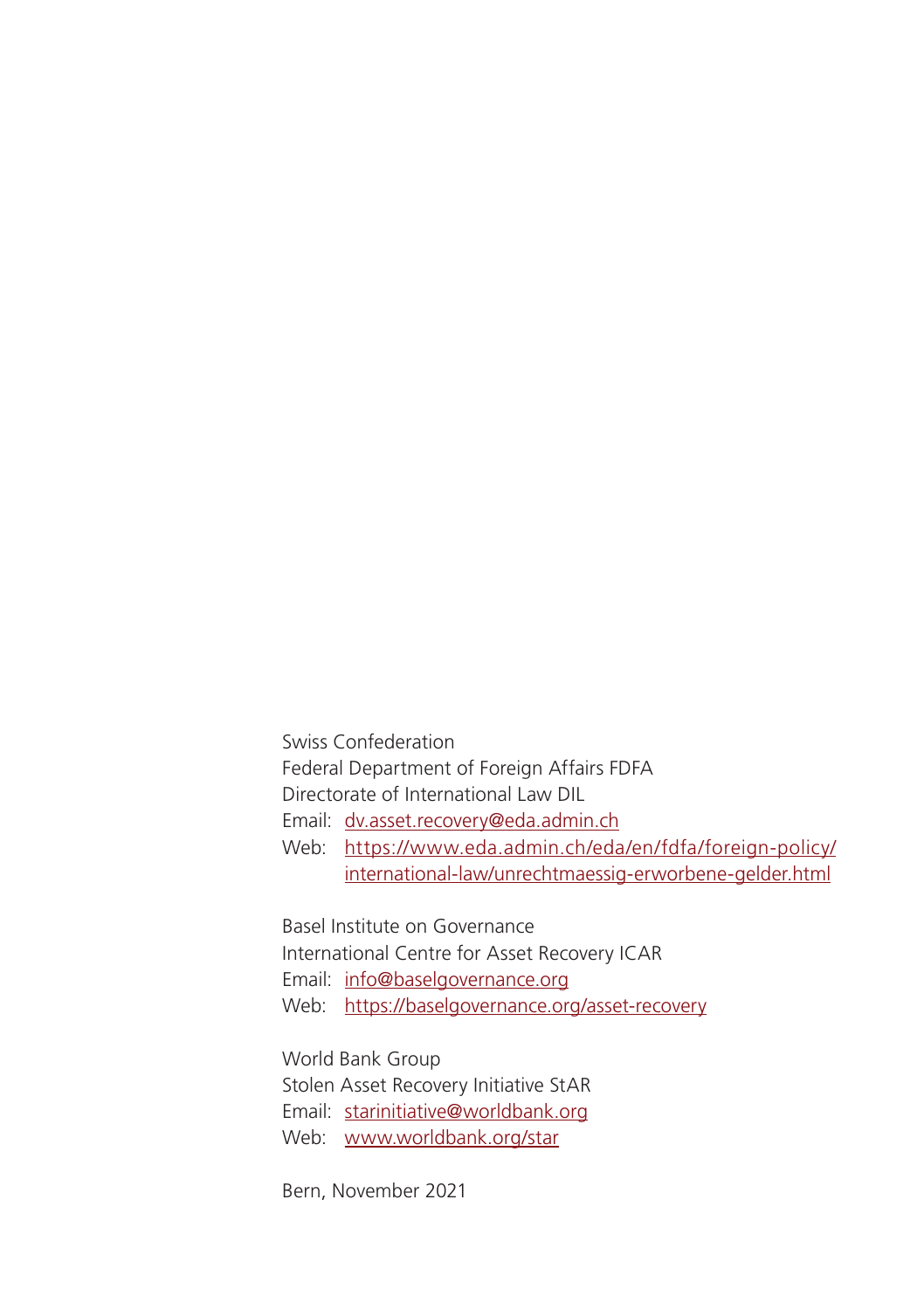Swiss Confederation
Federal Department of Foreign Affairs FDFA
Directorate of International Law DIL
Email: dv.asset.recovery@eda.admin.ch
Web: https://www.eda.admin.ch/eda/en/fdfa/foreign-policy/international-law/unrechtmaessig-erworbene-gelder.html

Basel Institute on Governance
International Centre for Asset Recovery ICAR
Email: info@baselgovernance.org
Web: https://baselgovernance.org/asset-recovery

World Bank Group
Stolen Asset Recovery Initiative StAR
Email: starinitiative@worldbank.org
Web: www.worldbank.org/star

Bern, November 2021